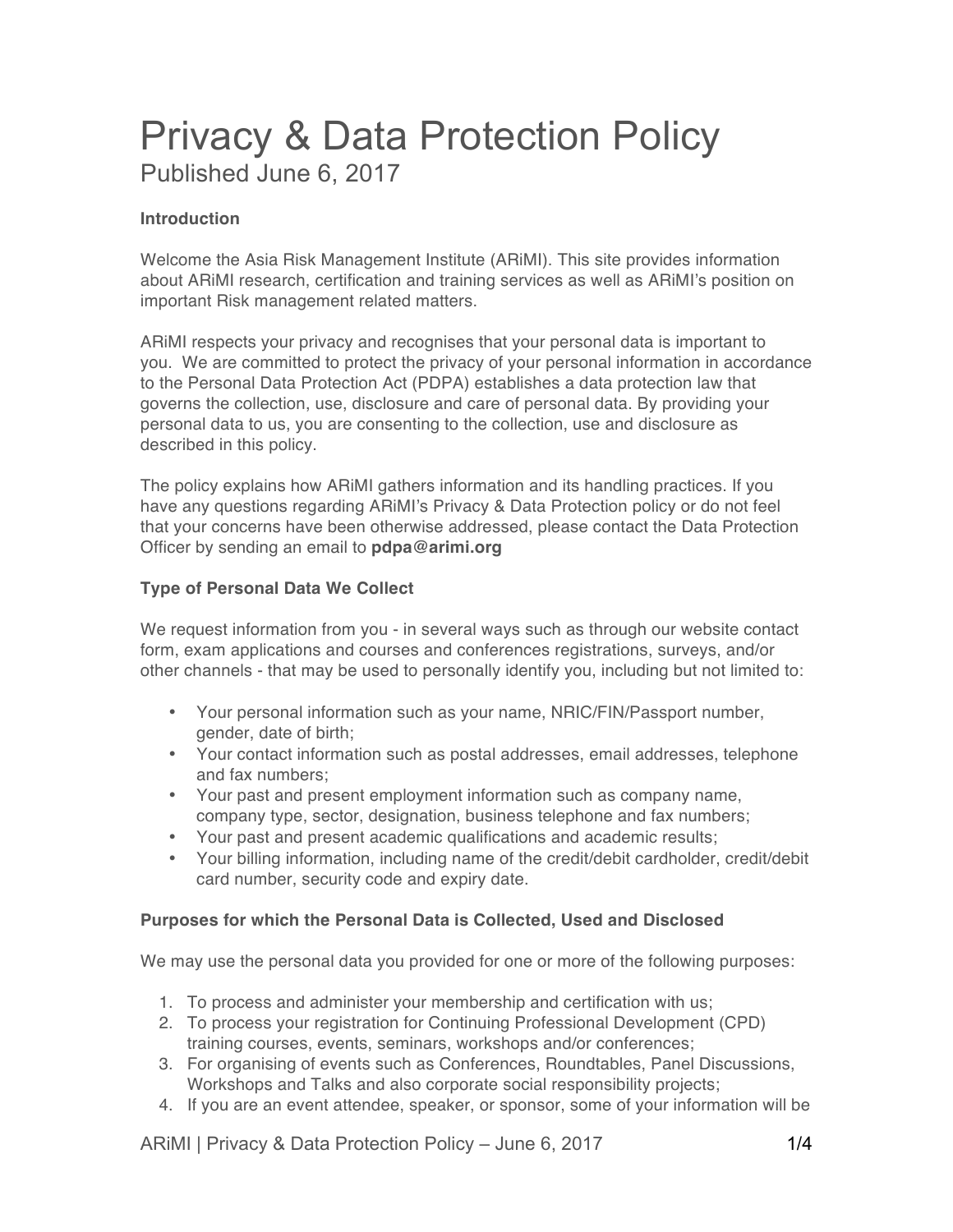# Privacy & Data Protection Policy

Published June 6, 2017

### Introduction

Welcome the Asia Risk Management Institute (ARiMI). This site provides information about ARiMI research, certification and training services as well as ARiMI's position on important Risk management related matters.

ARiMI respects your privacy and recognises that your personal data is important to you. We are committed to protect the privacy of your personal information in accordance to the Personal Data Protection Act (PDPA) establishes a data protection law that governs the collection, use, disclosure and care of personal data. By providing your personal data to us, you are consenting to the collection, use and disclosure as described in this policy.

The policy explains how ARiMI gathers information and its handling practices. If you have any questions regarding ARiMI's Privacy & Data Protection policy or do not feel that your concerns have been otherwise addressed, please contact the Data Protection Officer by sending an email to **pdpa@arimi.org**

### Type of Personal Data We Collect

We request information from you - in several ways such as through our website contact form, exam applications and courses and conferences registrations, surveys, and/or other channels - that may be used to personally identify you, including but not limited to:

- Your personal information such as your name, NRIC/FIN/Passport number, gender, date of birth;
- Your contact information such as postal addresses, email addresses, telephone and fax numbers;
- Your past and present employment information such as company name, company type, sector, designation, business telephone and fax numbers;
- Your past and present academic qualifications and academic results;
- Your billing information, including name of the credit/debit cardholder, credit/debit card number, security code and expiry date.

### Purposes for which the Personal Data is Collected, Used and Disclosed

We may use the personal data you provided for one or more of the following purposes:

1. To process and administer your membership and certification with us;
2. To process your registration for Continuing Professional Development (CPD) training courses, events, seminars, workshops and/or conferences;
3. For organising of events such as Conferences, Roundtables, Panel Discussions, Workshops and Talks and also corporate social responsibility projects;
4. If you are an event attendee, speaker, or sponsor, some of your information will be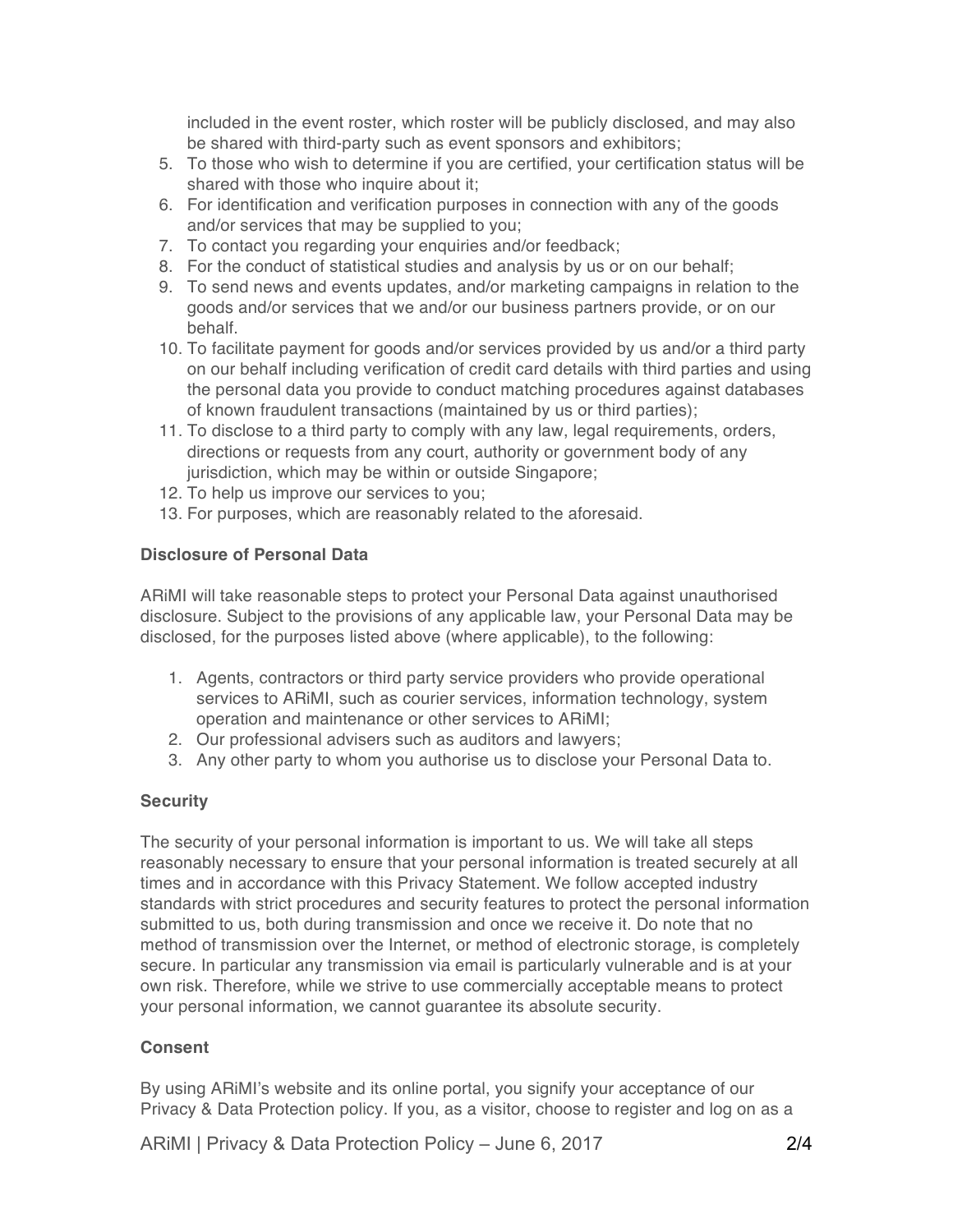included in the event roster, which roster will be publicly disclosed, and may also be shared with third-party such as event sponsors and exhibitors;

5. To those who wish to determine if you are certified, your certification status will be shared with those who inquire about it;
6. For identification and verification purposes in connection with any of the goods and/or services that may be supplied to you;
7. To contact you regarding your enquiries and/or feedback;
8. For the conduct of statistical studies and analysis by us or on our behalf;
9. To send news and events updates, and/or marketing campaigns in relation to the goods and/or services that we and/or our business partners provide, or on our behalf.
10. To facilitate payment for goods and/or services provided by us and/or a third party on our behalf including verification of credit card details with third parties and using the personal data you provide to conduct matching procedures against databases of known fraudulent transactions (maintained by us or third parties);
11. To disclose to a third party to comply with any law, legal requirements, orders, directions or requests from any court, authority or government body of any jurisdiction, which may be within or outside Singapore;
12. To help us improve our services to you;
13. For purposes, which are reasonably related to the aforesaid.

#### Disclosure of Personal Data

ARiMI will take reasonable steps to protect your Personal Data against unauthorised disclosure. Subject to the provisions of any applicable law, your Personal Data may be disclosed, for the purposes listed above (where applicable), to the following:

1. Agents, contractors or third party service providers who provide operational services to ARiMI, such as courier services, information technology, system operation and maintenance or other services to ARiMI;
2. Our professional advisers such as auditors and lawyers;
3. Any other party to whom you authorise us to disclose your Personal Data to.

#### Security

The security of your personal information is important to us. We will take all steps reasonably necessary to ensure that your personal information is treated securely at all times and in accordance with this Privacy Statement. We follow accepted industry standards with strict procedures and security features to protect the personal information submitted to us, both during transmission and once we receive it. Do note that no method of transmission over the Internet, or method of electronic storage, is completely secure. In particular any transmission via email is particularly vulnerable and is at your own risk. Therefore, while we strive to use commercially acceptable means to protect your personal information, we cannot guarantee its absolute security.

#### Consent

By using ARiMI's website and its online portal, you signify your acceptance of our Privacy & Data Protection policy. If you, as a visitor, choose to register and log on as a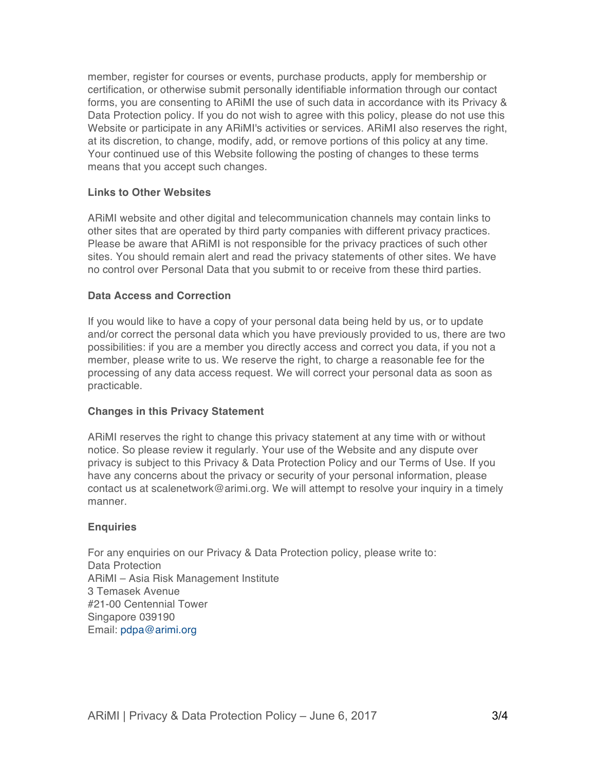member, register for courses or events, purchase products, apply for membership or certification, or otherwise submit personally identifiable information through our contact forms, you are consenting to ARiMI the use of such data in accordance with its Privacy & Data Protection policy. If you do not wish to agree with this policy, please do not use this Website or participate in any ARiMI's activities or services. ARiMI also reserves the right, at its discretion, to change, modify, add, or remove portions of this policy at any time. Your continued use of this Website following the posting of changes to these terms means that you accept such changes.

**Links to Other Websites**

ARiMI website and other digital and telecommunication channels may contain links to other sites that are operated by third party companies with different privacy practices. Please be aware that ARiMI is not responsible for the privacy practices of such other sites. You should remain alert and read the privacy statements of other sites. We have no control over Personal Data that you submit to or receive from these third parties.

**Data Access and Correction**

If you would like to have a copy of your personal data being held by us, or to update and/or correct the personal data which you have previously provided to us, there are two possibilities: if you are a member you directly access and correct you data, if you not a member, please write to us. We reserve the right, to charge a reasonable fee for the processing of any data access request. We will correct your personal data as soon as practicable.

**Changes in this Privacy Statement**

ARiMI reserves the right to change this privacy statement at any time with or without notice. So please review it regularly. Your use of the Website and any dispute over privacy is subject to this Privacy & Data Protection Policy and our Terms of Use. If you have any concerns about the privacy or security of your personal information, please contact us at scalenetwork@arimi.org. We will attempt to resolve your inquiry in a timely manner.

**Enquiries**

For any enquiries on our Privacy & Data Protection policy, please write to:
Data Protection
ARiMI – Asia Risk Management Institute
3 Temasek Avenue
#21-00 Centennial Tower
Singapore 039190
Email: pdpa@arimi.org